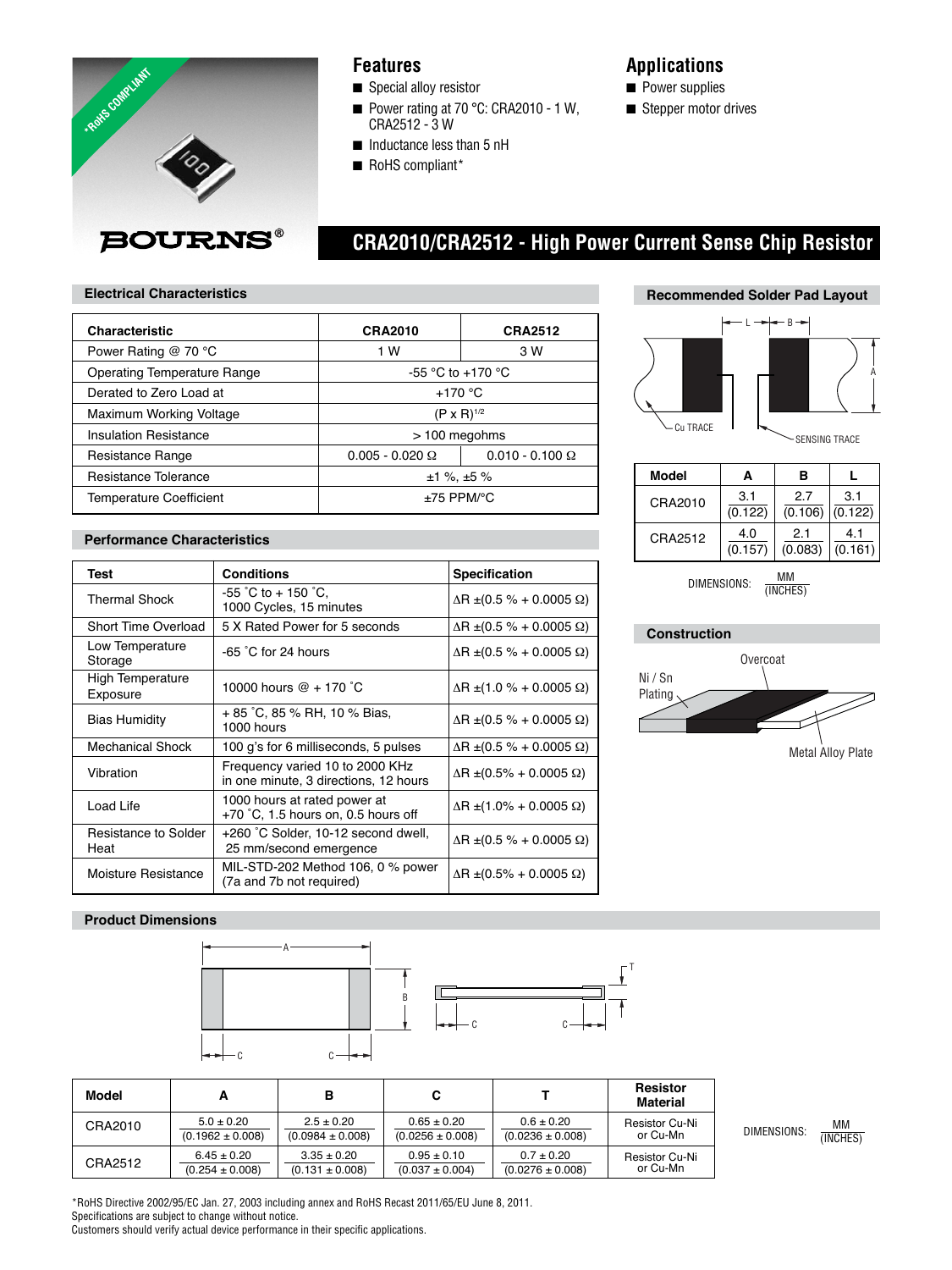# CRA2010/CRA2512 - High Power Current Sense Chip Resistor

BOURNS®

*RoHS COMPLIANT

## Features

- Special alloy resistor
- Power rating at 70 °C: CRA2010 - 1 W, CRA2512 - 3 W
- Inductance less than 5 nH
- RoHS compliant*

## Applications

- Power supplies
- Stepper motor drives

## Electrical Characteristics

| Characteristic | CRA2010 | CRA2512 |
|---|---|---|
| Power Rating @ 70 °C | 1 W | 3 W |
| Operating Temperature Range | -55 °C to +170 °C | |
| Derated to Zero Load at | +170 °C | |
| Maximum Working Voltage | $(P \times R)^{1/2}$ | |
| Insulation Resistance | > 100 megohms | |
| Resistance Range | 0.005 - 0.020 Ω | 0.010 - 0.100 Ω |
| Resistance Tolerance | ±1 %, ±5 % | |
| Temperature Coefficient | ±75 PPM/°C | |

## Performance Characteristics

| Test | Conditions | Specification |
|---|---|---|
| Thermal Shock | -55 °C to + 150 °C, 1000 Cycles, 15 minutes | ΔR ±(0.5 % + 0.0005 Ω) |
| Short Time Overload | 5 X Rated Power for 5 seconds | ΔR ±(0.5 % + 0.0005 Ω) |
| Low Temperature Storage | -65 °C for 24 hours | ΔR ±(0.5 % + 0.0005 Ω) |
| High Temperature Exposure | 10000 hours @ + 170 °C | ΔR ±(1.0 % + 0.0005 Ω) |
| Bias Humidity | + 85 °C, 85 % RH, 10 % Bias, 1000 hours | ΔR ±(0.5 % + 0.0005 Ω) |
| Mechanical Shock | 100 g's for 6 milliseconds, 5 pulses | ΔR ±(0.5 % + 0.0005 Ω) |
| Vibration | Frequency varied 10 to 2000 KHz in one minute, 3 directions, 12 hours | ΔR ±(0.5% + 0.0005 Ω) |
| Load Life | 1000 hours at rated power at +70 °C, 1.5 hours on, 0.5 hours off | ΔR ±(1.0% + 0.0005 Ω) |
| Resistance to Solder Heat | +260 °C Solder, 10-12 second dwell, 25 mm/second emergence | ΔR ±(0.5 % + 0.0005 Ω) |
| Moisture Resistance | MIL-STD-202 Method 106, 0 % power (7a and 7b not required) | ΔR ±(0.5% + 0.0005 Ω) |

## Recommended Solder Pad Layout

Cu TRACE — SENSING TRACE

| Model | A | B | L |
|---|---|---|---|
| CRA2010 | 3.1 (0.122) | 2.7 (0.106) | 3.1 (0.122) |
| CRA2512 | 4.0 (0.157) | 2.1 (0.083) | 4.1 (0.161) |

DIMENSIONS: MM (INCHES)

## Construction

Overcoat — Ni / Sn Plating — Metal Alloy Plate

## Product Dimensions

| Model | A | B | C | T | Resistor Material |
|---|---|---|---|---|---|
| CRA2010 | 5.0 ± 0.20 (0.1962 ± 0.008) | 2.5 ± 0.20 (0.0984 ± 0.008) | 0.65 ± 0.20 (0.0256 ± 0.008) | 0.6 ± 0.20 (0.0236 ± 0.008) | Resistor Cu-Ni or Cu-Mn |
| CRA2512 | 6.45 ± 0.20 (0.254 ± 0.008) | 3.35 ± 0.20 (0.131 ± 0.008) | 0.95 ± 0.10 (0.037 ± 0.004) | 0.7 ± 0.20 (0.0276 ± 0.008) | Resistor Cu-Ni or Cu-Mn |

DIMENSIONS: MM (INCHES)

*RoHS Directive 2002/95/EC Jan. 27, 2003 including annex and RoHS Recast 2011/65/EU June 8, 2011.
Specifications are subject to change without notice.
Customers should verify actual device performance in their specific applications.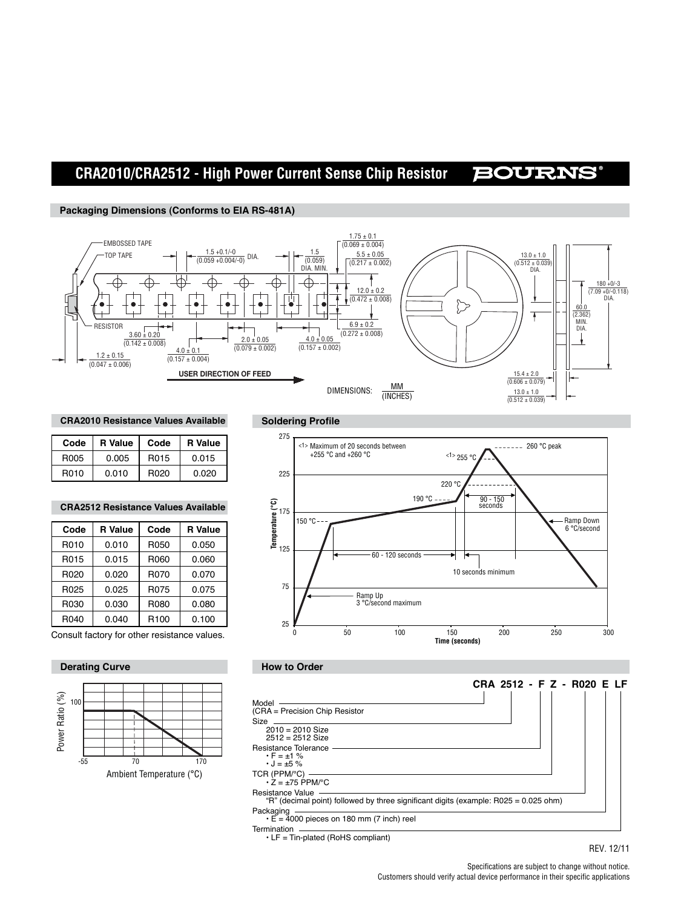# CRA2010/CRA2512 - High Power Current Sense Chip Resistor

BOURNS®

## Packaging Dimensions (Conforms to EIA RS-481A)

EMBOSSED TAPE
TOP TAPE
RESISTOR
1.5 +0.1/-0 (0.059 +0.004/-0) DIA.
1.5 (0.059) DIA. MIN.
1.75 ± 0.1 (0.069 ± 0.004)
5.5 ± 0.05 (0.217 ± 0.002)
12.0 ± 0.2 (0.472 ± 0.008)
6.9 ± 0.2 (0.272 ± 0.008)
3.60 ± 0.20 (0.142 ± 0.008)
2.0 ± 0.05 (0.079 ± 0.002)
4.0 ± 0.05 (0.157 ± 0.002)
4.0 ± 0.1 (0.157 ± 0.004)
1.2 ± 0.15 (0.047 ± 0.006)
USER DIRECTION OF FEED
13.0 ± 1.0 (0.512 ± 0.039) DIA.
180 +0/-3 (7.09 +0/-0.118) DIA.
60.0 (2.362) MIN. DIA.
15.4 ± 2.0 (0.606 ± 0.079)
13.0 ± 1.0 (0.512 ± 0.039)
DIMENSIONS: MM (INCHES)

## CRA2010 Resistance Values Available

| Code | R Value | Code | R Value |
|---|---|---|---|
| R005 | 0.005 | R015 | 0.015 |
| R010 | 0.010 | R020 | 0.020 |

## CRA2512 Resistance Values Available

| Code | R Value | Code | R Value |
|---|---|---|---|
| R010 | 0.010 | R050 | 0.050 |
| R015 | 0.015 | R060 | 0.060 |
| R020 | 0.020 | R070 | 0.070 |
| R025 | 0.025 | R075 | 0.075 |
| R030 | 0.030 | R080 | 0.080 |
| R040 | 0.040 | R100 | 0.100 |

Consult factory for other resistance values.

## Soldering Profile

<1> Maximum of 20 seconds between +255 °C and +260 °C
260 °C peak
<1> 255 °C
220 °C
190 °C
90 - 150 seconds
150 °C
Ramp Down 6 °C/second
60 - 120 seconds
10 seconds minimum
Ramp Up 3 °C/second maximum
Temperature (°C): 25, 75, 125, 175, 225, 275
Time (seconds): 0, 50, 100, 150, 200, 250, 300

## Derating Curve

Power Ratio (%): 100
Ambient Temperature (°C): -55, 70, 170

## How to Order

**CRA 2512 - F Z - R020 E LF**

Model
(CRA = Precision Chip Resistor

Size
- 2010 = 2010 Size
- 2512 = 2512 Size

Resistance Tolerance
- F = ±1 %
- J = ±5 %

TCR (PPM/°C)
- Z = ±75 PPM/°C

Resistance Value
"R" (decimal point) followed by three significant digits (example: R025 = 0.025 ohm)

Packaging
- E = 4000 pieces on 180 mm (7 inch) reel

Termination
- LF = Tin-plated (RoHS compliant)

REV. 12/11

Specifications are subject to change without notice.
Customers should verify actual device performance in their specific applications